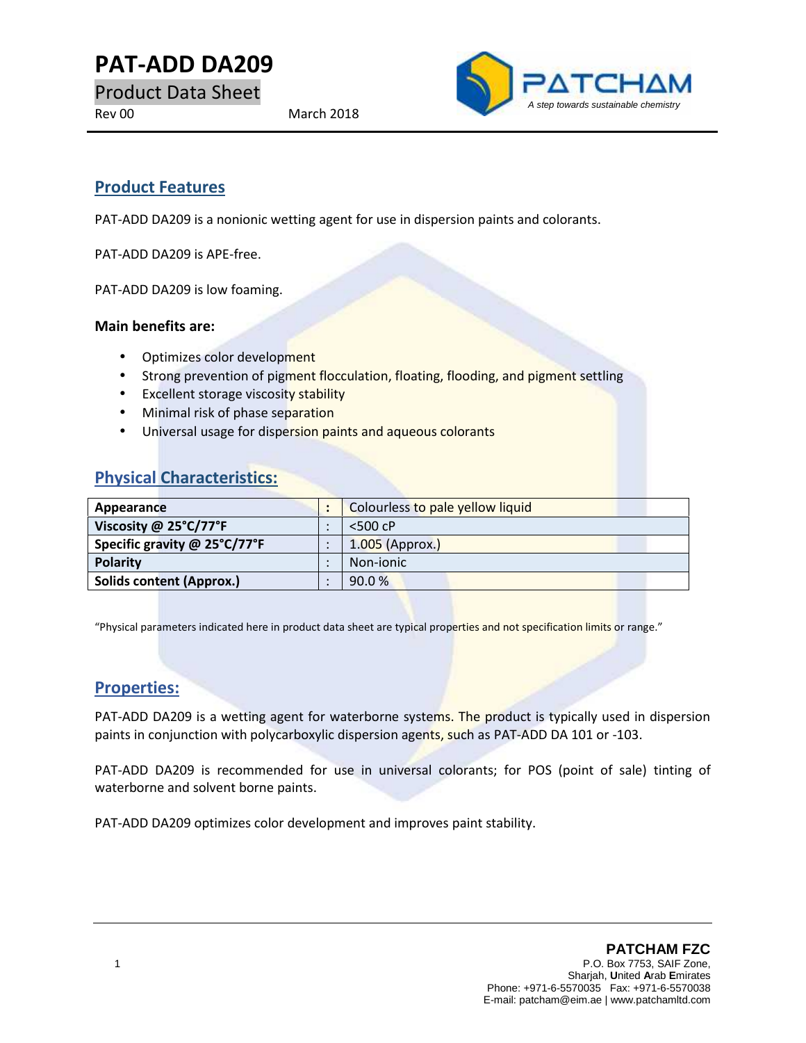# PAT-ADD DA209

Product Data Sheet

Rev 00 March 2018

PATCHAM
*A step towards sustainable chemistry*

## Product Features

PAT-ADD DA209 is a nonionic wetting agent for use in dispersion paints and colorants.

PAT-ADD DA209 is APE-free.

PAT-ADD DA209 is low foaming.

**Main benefits are:**

- Optimizes color development
- Strong prevention of pigment flocculation, floating, flooding, and pigment settling
- Excellent storage viscosity stability
- Minimal risk of phase separation
- Universal usage for dispersion paints and aqueous colorants

## Physical Characteristics:

| | | |
|---|---|---|
| **Appearance** | **:** | Colourless to pale yellow liquid |
| **Viscosity @ 25°C/77°F** | : | <500 cP |
| **Specific gravity @ 25°C/77°F** | : | 1.005 (Approx.) |
| **Polarity** | : | Non-ionic |
| **Solids content (Approx.)** | : | 90.0 % |

"Physical parameters indicated here in product data sheet are typical properties and not specification limits or range."

## Properties:

PAT-ADD DA209 is a wetting agent for waterborne systems. The product is typically used in dispersion paints in conjunction with polycarboxylic dispersion agents, such as PAT-ADD DA 101 or -103.

PAT-ADD DA209 is recommended for use in universal colorants; for POS (point of sale) tinting of waterborne and solvent borne paints.

PAT-ADD DA209 optimizes color development and improves paint stability.

**PATCHAM FZC**
P.O. Box 7753, SAIF Zone,
Sharjah, **U**nited **A**rab **E**mirates
Phone: +971-6-5570035 Fax: +971-6-5570038
E-mail: patcham@eim.ae | www.patchamltd.com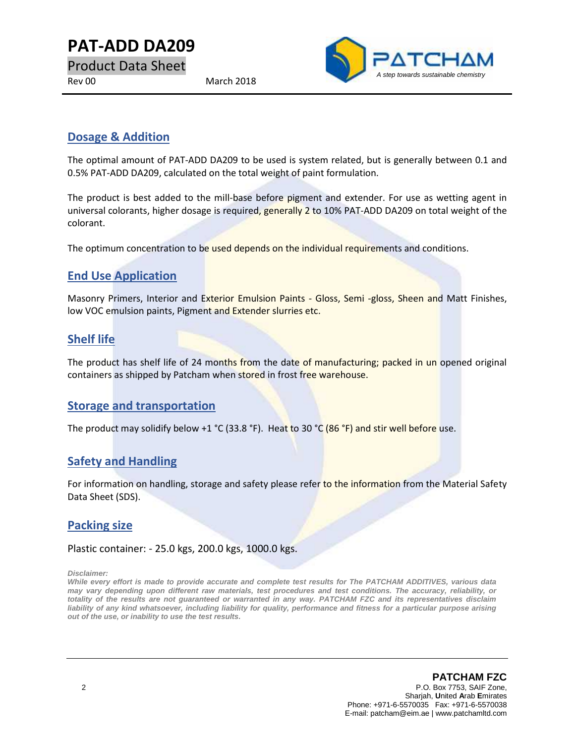## Dosage & Addition

The optimal amount of PAT-ADD DA209 to be used is system related, but is generally between 0.1 and 0.5% PAT-ADD DA209, calculated on the total weight of paint formulation.

The product is best added to the mill-base before pigment and extender. For use as wetting agent in universal colorants, higher dosage is required, generally 2 to 10% PAT-ADD DA209 on total weight of the colorant.

The optimum concentration to be used depends on the individual requirements and conditions.

## End Use Application

Masonry Primers, Interior and Exterior Emulsion Paints - Gloss, Semi -gloss, Sheen and Matt Finishes, low VOC emulsion paints, Pigment and Extender slurries etc.

## Shelf life

The product has shelf life of 24 months from the date of manufacturing; packed in un opened original containers as shipped by Patcham when stored in frost free warehouse.

## Storage and transportation

The product may solidify below +1 °C (33.8 °F). Heat to 30 °C (86 °F) and stir well before use.

## Safety and Handling

For information on handling, storage and safety please refer to the information from the Material Safety Data Sheet (SDS).

## Packing size

Plastic container: - 25.0 kgs, 200.0 kgs, 1000.0 kgs.

***Disclaimer:***
***While every effort is made to provide accurate and complete test results for The PATCHAM ADDITIVES, various data may vary depending upon different raw materials, test procedures and test conditions. The accuracy, reliability, or totality of the results are not guaranteed or warranted in any way. PATCHAM FZC and its representatives disclaim liability of any kind whatsoever, including liability for quality, performance and fitness for a particular purpose arising out of the use, or inability to use the test results.***

**PATCHAM FZC**
P.O. Box 7753, SAIF Zone,
Sharjah, **U**nited **A**rab **E**mirates
Phone: +971-6-5570035 Fax: +971-6-5570038
E-mail: patcham@eim.ae | www.patchamltd.com